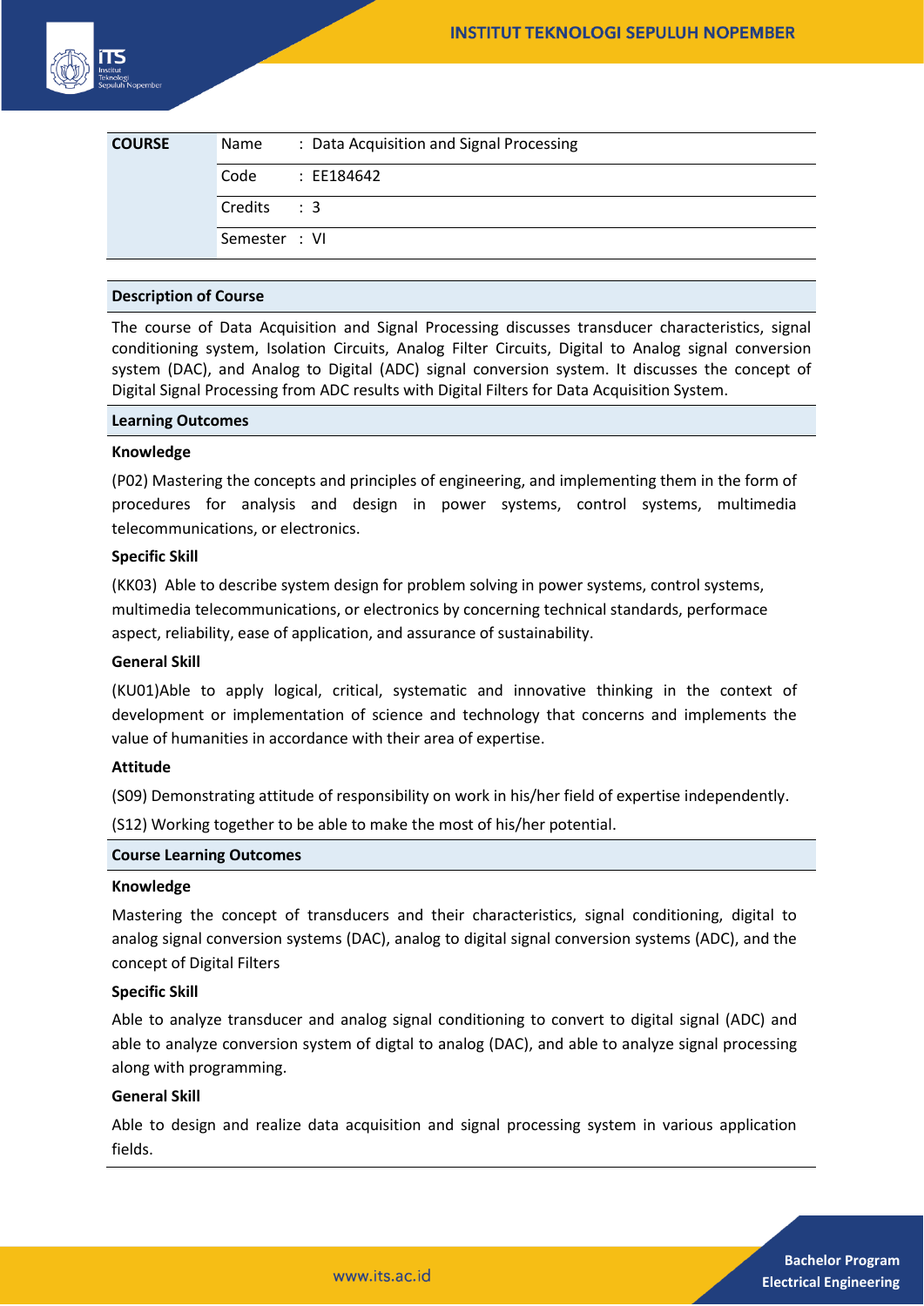| COURSE | Name | : Data Acquisition and Signal Processing |
|---|---|---|
| | Code | : EE184642 |
| | Credits | : 3 |
| | Semester | : VI |

## Description of Course

The course of Data Acquisition and Signal Processing discusses transducer characteristics, signal conditioning system, Isolation Circuits, Analog Filter Circuits, Digital to Analog signal conversion system (DAC), and Analog to Digital (ADC) signal conversion system. It discusses the concept of Digital Signal Processing from ADC results with Digital Filters for Data Acquisition System.

## Learning Outcomes

### Knowledge

(P02) Mastering the concepts and principles of engineering, and implementing them in the form of procedures for analysis and design in power systems, control systems, multimedia telecommunications, or electronics.

### Specific Skill

(KK03) Able to describe system design for problem solving in power systems, control systems, multimedia telecommunications, or electronics by concerning technical standards, performace aspect, reliability, ease of application, and assurance of sustainability.

### General Skill

(KU01)Able to apply logical, critical, systematic and innovative thinking in the context of development or implementation of science and technology that concerns and implements the value of humanities in accordance with their area of expertise.

### Attitude

(S09) Demonstrating attitude of responsibility on work in his/her field of expertise independently.

(S12) Working together to be able to make the most of his/her potential.

## Course Learning Outcomes

### Knowledge

Mastering the concept of transducers and their characteristics, signal conditioning, digital to analog signal conversion systems (DAC), analog to digital signal conversion systems (ADC), and the concept of Digital Filters

### Specific Skill

Able to analyze transducer and analog signal conditioning to convert to digital signal (ADC) and able to analyze conversion system of digtal to analog (DAC), and able to analyze signal processing along with programming.

### General Skill

Able to design and realize data acquisition and signal processing system in various application fields.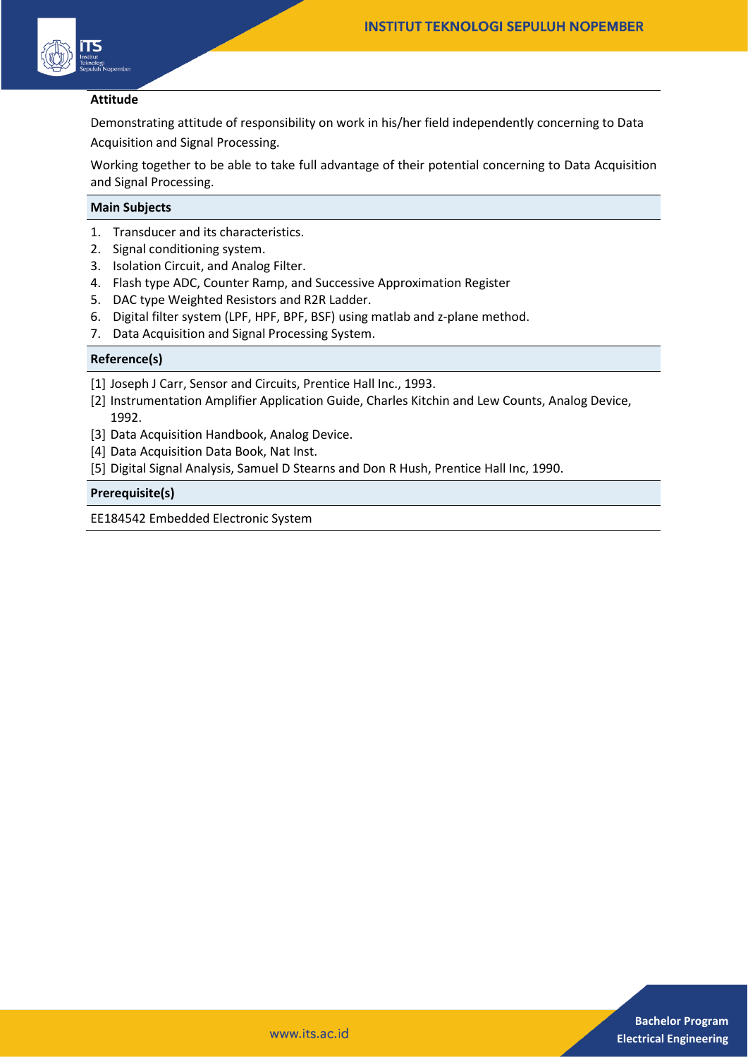**Attitude**

Demonstrating attitude of responsibility on work in his/her field independently concerning to Data Acquisition and Signal Processing.

Working together to be able to take full advantage of their potential concerning to Data Acquisition and Signal Processing.

**Main Subjects**

1. Transducer and its characteristics.
2. Signal conditioning system.
3. Isolation Circuit, and Analog Filter.
4. Flash type ADC, Counter Ramp, and Successive Approximation Register
5. DAC type Weighted Resistors and R2R Ladder.
6. Digital filter system (LPF, HPF, BPF, BSF) using matlab and z-plane method.
7. Data Acquisition and Signal Processing System.

**Reference(s)**

[1] Joseph J Carr, Sensor and Circuits, Prentice Hall Inc., 1993.
[2] Instrumentation Amplifier Application Guide, Charles Kitchin and Lew Counts, Analog Device, 1992.
[3] Data Acquisition Handbook, Analog Device.
[4] Data Acquisition Data Book, Nat Inst.
[5] Digital Signal Analysis, Samuel D Stearns and Don R Hush, Prentice Hall Inc, 1990.

**Prerequisite(s)**

EE184542 Embedded Electronic System